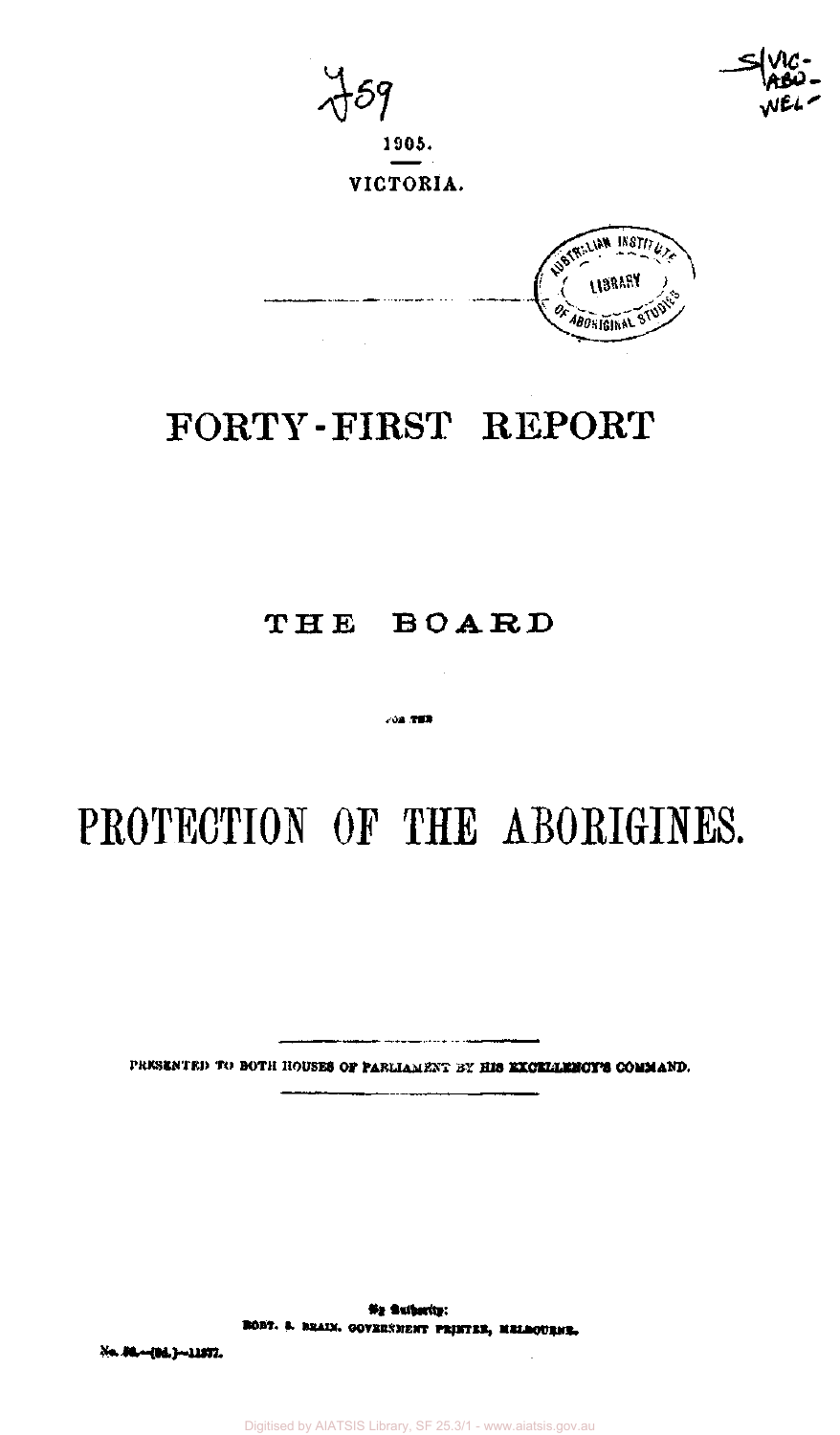J59

1905.

VICTORIA.

# FORTY-FIRST REPORT

OF

## THE BOARD

FOR THE

# PROTECTION OF THE ABORIGINES.

PRESENTED TO BOTH HOUSES OF PARLIAMENT BY HIS EXCELLENCY'S COMMAND.

By Authority:
ROBT. S. BRAIN, GOVERNMENT PRINTER, MELBOURNE.

No. 36.—[9d.]—11877.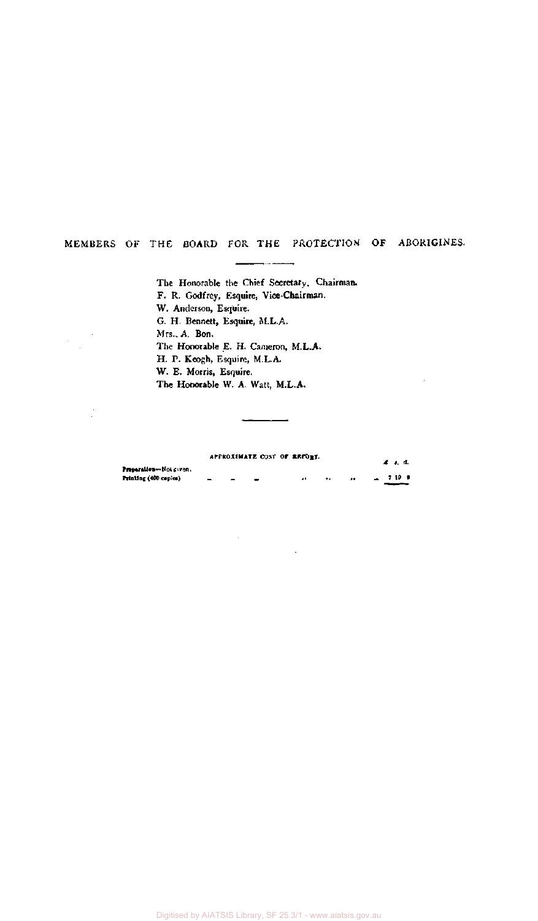## MEMBERS OF THE BOARD FOR THE PROTECTION OF ABORIGINES.

The Honorable the Chief Secretary, Chairman.
F. R. Godfrey, Esquire, Vice-Chairman.
W. Anderson, Esquire.
G. H. Bennett, Esquire, M.L.A.
Mrs. A. Bon.
The Honorable E. H. Cameron, M.L.A.
H. P. Keogh, Esquire, M.L.A.
W. E. Morris, Esquire.
The Honorable W. A. Watt, M.L.A.

APPROXIMATE COST OF REPORT.

| | £ s. d. |
|---|---|
| Preparation—Not given. | |
| Printing (400 copies) | 7 10 0 |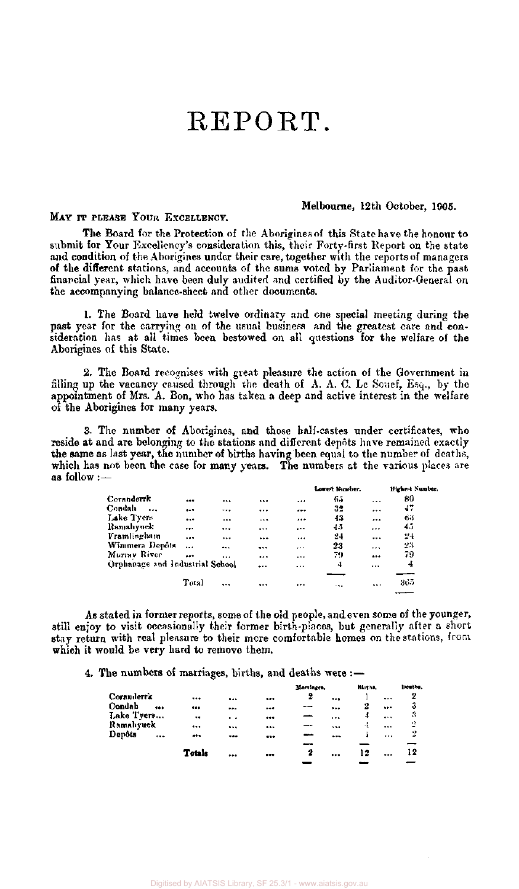# REPORT.

Melbourne, 12th October, 1905.

MAY IT PLEASE YOUR EXCELLENCY.

The Board for the Protection of the Aborigines of this State have the honour to submit for Your Excellency's consideration this, their Forty-first Report on the state and condition of the Aborigines under their care, together with the reports of managers of the different stations, and accounts of the sums voted by Parliament for the past financial year, which have been duly audited and certified by the Auditor-General on the accompanying balance-sheet and other documents.

1. The Board have held twelve ordinary and one special meeting during the past year for the carrying on of the usual business and the greatest care and consideration has at all times been bestowed on all questions for the welfare of the Aborigines of this State.

2. The Board recognises with great pleasure the action of the Government in filling up the vacancy caused through the death of A. A. C. Le Souef, Esq., by the appointment of Mrs. A. Bon, who has taken a deep and active interest in the welfare of the Aborigines for many years.

3. The number of Aborigines, and those half-castes under certificates, who reside at and are belonging to the stations and different depôts have remained exactly the same as last year, the number of births having been equal to the number of deaths, which has not been the case for many years. The numbers at the various places are as follow:—

| | Lowest Number. | Highest Number. |
|---|---|---|
| Coranderrk | 65 | 80 |
| Condah | 32 | 47 |
| Lake Tyers | 43 | 63 |
| Ramahyuck | 45 | 45 |
| Framlingham | 24 | 24 |
| Wimmera Depôts | 23 | 23 |
| Murray River | 79 | 79 |
| Orphanage and Industrial School | 4 | 4 |
| Total | ... | 365 |

As stated in former reports, some of the old people, and even some of the younger, still enjoy to visit occasionally their former birth-places, but generally after a short stay return with real pleasure to their more comfortable homes on the stations, from which it would be very hard to remove them.

4. The numbers of marriages, births, and deaths were:—

| | Marriages. | Births. | Deaths. |
|---|---|---|---|
| Coranderrk | 2 | 1 | 2 |
| Condah | — | 2 | 3 |
| Lake Tyers | — | 4 | 3 |
| Ramahyuck | — | 4 | 2 |
| Depôts | — | 1 | 2 |
| Totals | 2 | 12 | 12 |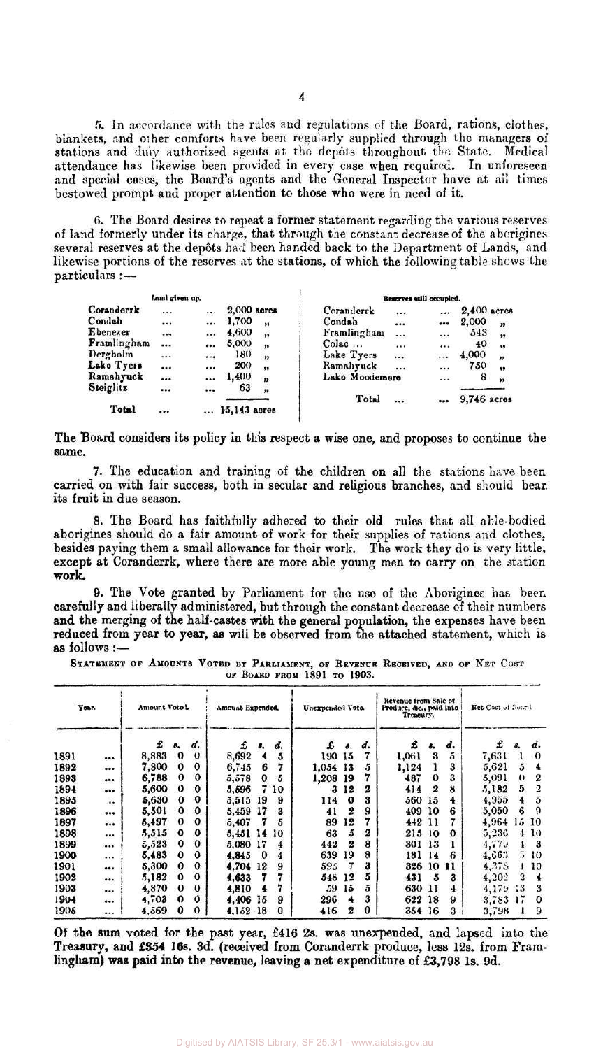5. In accordance with the rules and regulations of the Board, rations, clothes, blankets, and other comforts have been regularly supplied through the managers of stations and duly authorized agents at the depôts throughout the State. Medical attendance has likewise been provided in every case when required. In unforeseen and special cases, the Board's agents and the General Inspector have at all times bestowed prompt and proper attention to those who were in need of it.

6. The Board desires to repeat a former statement regarding the various reserves of land formerly under its charge, that through the constant decrease of the aborigines several reserves at the depôts had been handed back to the Department of Lands, and likewise portions of the reserves at the stations, of which the following table shows the particulars :—

| Land given up. | | Reserves still occupied. | |
|---|---|---|---|
| Coranderrk | 2,000 acres | Coranderrk | 2,400 acres |
| Condah | 1,700 " | Condah | 2,000 " |
| Ebenezer | 4,600 " | Framlingham | 548 " |
| Framlingham | 5,000 " | Colac | 40 " |
| Dergholm | 180 " | Lake Tyers | 4,000 " |
| Lake Tyers | 200 " | Ramahyuck | 750 " |
| Ramahyuck | 1,400 " | Lake Moodemere | 8 " |
| Steiglitz | 63 " | | |
| **Total** | 15,143 acres | Total | 9,746 acres |

**The Board considers its policy in this respect a wise one, and proposes to continue the same.**

7. The education and training of the children on all the stations have been carried on with fair success, both in secular and religious branches, and should bear its fruit in due season.

8. The Board has faithfully adhered to their old rules that all able-bodied aborigines should do a fair amount of work for their supplies of rations and clothes, besides paying them a small allowance for their work. The work they do is very little, except at Coranderrk, where there are more able young men to carry on the station work.

9. The Vote granted by Parliament for the use of the Aborigines has been carefully and liberally administered, but through the constant decrease of their numbers and the merging of the half-castes with the general population, the expenses have been reduced from year to year, as will be observed from the attached statement, which is as follows :—

STATEMENT OF AMOUNTS VOTED BY PARLIAMENT, OF REVENUE RECEIVED, AND OF NET COST OF BOARD FROM 1891 TO 1903.

| Year. | Amount Voted. | Amount Expended. | Unexpended Vote. | Revenue from Sale of Produce, &c., paid into Treasury. | Net Cost of Board. |
|---|---|---|---|---|---|
| | £ s. d. | £ s. d. | £ s. d. | £ s. d. | £ s. d. |
| 1891 | 8,883 0 0 | 8,692 4 5 | 190 15 7 | 1,061 3 5 | 7,631 1 0 |
| 1892 | 7,800 0 0 | 6,745 6 7 | 1,054 13 5 | 1,124 1 3 | 5,621 5 4 |
| 1893 | 6,788 0 0 | 5,578 0 5 | 1,208 19 7 | 487 0 3 | 5,091 0 2 |
| 1894 | 5,600 0 0 | 5,596 7 10 | 3 12 2 | 414 2 8 | 5,182 5 2 |
| 1895 | 5,630 0 0 | 5,515 19 9 | 114 0 3 | 560 15 4 | 4,955 4 5 |
| 1896 | 5,501 0 0 | 5,459 17 3 | 41 2 9 | 409 10 6 | 5,050 6 9 |
| 1897 | 5,497 0 0 | 5,407 7 5 | 89 12 7 | 442 11 7 | 4,964 15 10 |
| 1898 | 5,515 0 0 | 5,451 14 10 | 63 5 2 | 215 10 0 | 5,236 4 10 |
| 1899 | 5,523 0 0 | 5,080 17 4 | 442 2 8 | 301 13 1 | 4,779 4 3 |
| 1900 | 5,483 0 0 | 4,845 0 4 | 639 19 8 | 181 14 6 | 4,663 5 10 |
| 1901 | 5,300 0 0 | 4,704 12 9 | 595 7 3 | 326 10 11 | 4,378 1 10 |
| 1902 | 5,182 0 0 | 4,633 7 7 | 548 12 5 | 431 5 3 | 4,202 2 4 |
| 1903 | 4,870 0 0 | 4,810 4 7 | 59 15 5 | 630 11 4 | 4,179 13 3 |
| 1904 | 4,703 0 0 | 4,406 15 9 | 296 4 3 | 622 18 9 | 3,783 17 0 |
| 1905 | 4,569 0 0 | 4,152 18 0 | 416 2 0 | 354 16 3 | 3,798 1 9 |

**Of the sum voted for the past year, £416 2s. was unexpended, and lapsed into the Treasury, and £354 16s. 3d. (received from Coranderrk produce, less 12s. from Framlingham) was paid into the revenue, leaving a net expenditure of £3,798 1s. 9d.**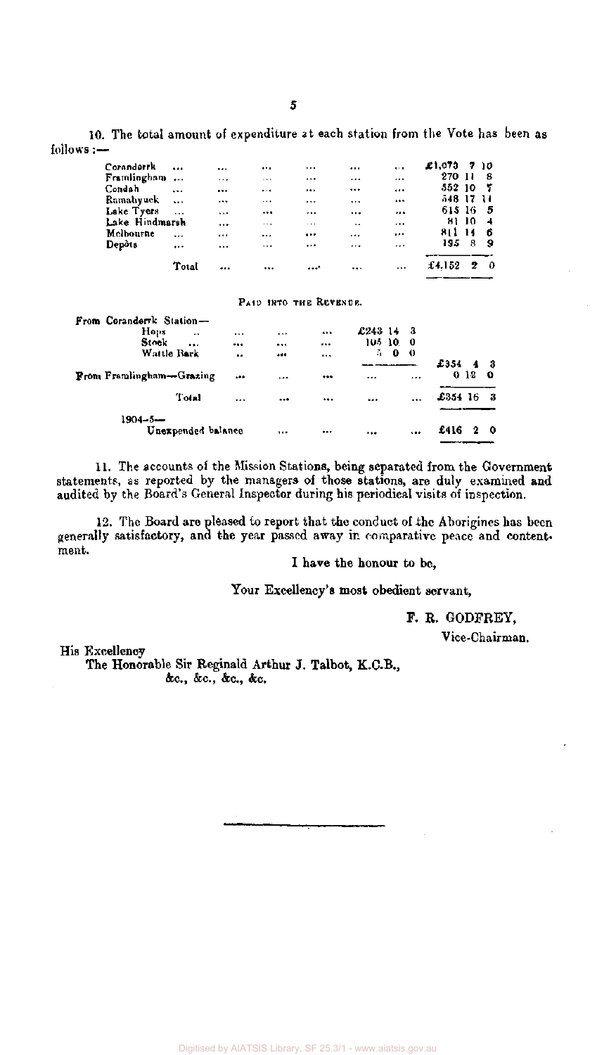10. The total amount of expenditure at each station from the Vote has been as follows:—

| Station | £ | s. | d. |
|---|---|---|---|
| Coranderrk ... ... ... ... ... ... | £1,073 | 7 | 10 |
| Framlingham ... ... ... ... ... | 270 | 11 | 8 |
| Condah ... ... ... ... ... ... | 352 | 10 | 7 |
| Ramahyuck ... ... ... ... ... | 548 | 17 | 11 |
| Lake Tyers ... ... ... ... ... ... | 615 | 16 | 5 |
| Lake Hindmarsh ... ... ... ... | 81 | 10 | 4 |
| Melbourne ... ... ... ... ... | 811 | 14 | 6 |
| Depôts ... ... ... ... ... ... | 195 | 8 | 9 |
| Total ... ... ... ... ... | £4,152 | 2 | 0 |

PAID INTO THE REVENUE.

| | | |
|---|---|---|
| From Coranderrk Station— | | |
| Hops ... ... ... ... | £243 14 3 | |
| Stock ... ... ... ... | 105 10 0 | |
| Wattle Bark ... ... ... | 5 0 0 | |
| | | £354 4 3 |
| From Framlingham—Grazing ... ... ... ... ... | | 0 12 0 |
| Total ... ... ... ... ... | | £354 16 3 |
| 1904–5— | | |
| Unexpended balance ... ... ... ... | | £416 2 0 |

11. The accounts of the Mission Stations, being separated from the Government statements, as reported by the managers of those stations, are duly examined and audited by the Board's General Inspector during his periodical visits of inspection.

12. The Board are pleased to report that the conduct of the Aborigines has been generally satisfactory, and the year passed away in comparative peace and contentment.

I have the honour to be,

Your Excellency's most obedient servant,

F. R. GODFREY,

Vice-Chairman.

His Excellency
The Honorable Sir Reginald Arthur J. Talbot, K.C.B.,
&c., &c., &c., &c.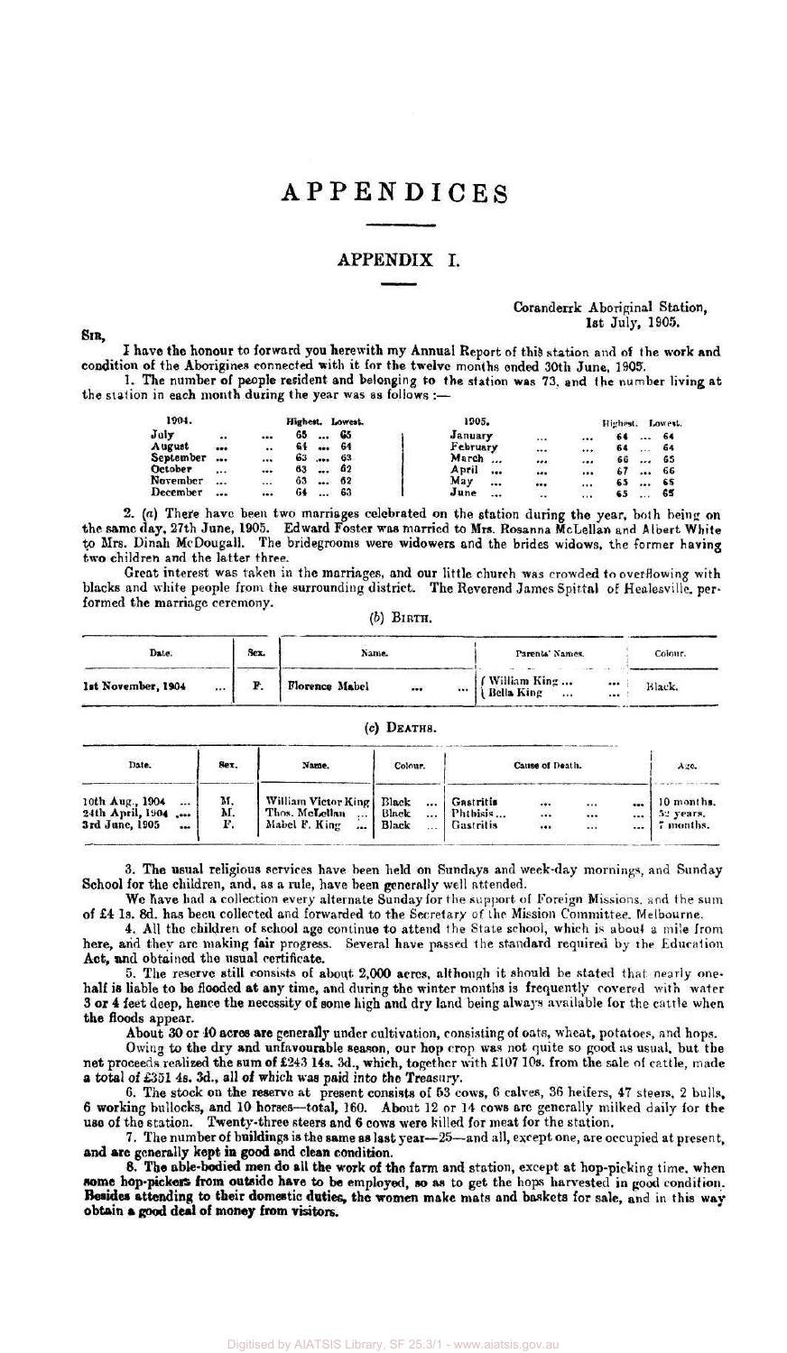# APPENDICES

## APPENDIX I.

Coranderrk Aboriginal Station,
1st July, 1905.

SIR,

I have the honour to forward you herewith my Annual Report of this station and of the work and condition of the Aborigines connected with it for the twelve months ended 30th June, 1905.

1. The number of people resident and belonging to the station was 73, and the number living at the station in each month during the year was as follows :—

| 1904. | Highest. | Lowest. | 1905. | Highest. | Lowest. |
|---|---|---|---|---|---|
| July | 65 | 65 | January | 64 | 64 |
| August | 64 | 64 | February | 64 | 64 |
| September | 63 | 63 | March | 66 | 65 |
| October | 63 | 62 | April | 67 | 66 |
| November | 63 | 62 | May | 65 | 65 |
| December | 64 | 63 | June | 65 | 65 |

2. (*a*) There have been two marriages celebrated on the station during the year, both being on the same day, 27th June, 1905. Edward Foster was married to Mrs. Rosanna McLellan and Albert White to Mrs. Dinah McDougall. The bridegrooms were widowers and the brides widows, the former having two children and the latter three.

Great interest was taken in the marriages, and our little church was crowded to overflowing with blacks and white people from the surrounding district. The Reverend James Spittal of Healesville, performed the marriage ceremony.

(*b*) BIRTH.

| Date. | Sex. | Name. | Parents' Names. | Colour. |
|---|---|---|---|---|
| 1st November, 1904 | F. | Florence Mabel | William King ... / Bella King ... | Black. |

(*c*) DEATHS.

| Date. | Sex. | Name. | Colour. | Cause of Death. | Age. |
|---|---|---|---|---|---|
| 10th Aug., 1904 | M. | William Victor King | Black | Gastritis | 10 months. |
| 24th April, 1904 | M. | Thos. McLellan | Black | Phthisis | 52 years. |
| 3rd June, 1905 | F. | Mabel F. King | Black | Gastritis | 7 months. |

3. The usual religious services have been held on Sundays and week-day mornings, and Sunday School for the children, and, as a rule, have been generally well attended.

We have had a collection every alternate Sunday for the support of Foreign Missions, and the sum of £4 1s. 8d. has been collected and forwarded to the Secretary of the Mission Committee, Melbourne.

4. All the children of school age continue to attend the State school, which is about a mile from here, and they are making fair progress. Several have passed the standard required by the Education Act, and obtained the usual certificate.

5. The reserve still consists of about 2,000 acres, although it should be stated that nearly one-half is liable to be flooded at any time, and during the winter months is frequently covered with water 3 or 4 feet deep, hence the necessity of some high and dry land being always available for the cattle when the floods appear.

About 30 or 40 acres are generally under cultivation, consisting of oats, wheat, potatoes, and hops.

Owing to the dry and unfavourable season, our hop crop was not quite so good as usual, but the net proceeds realized the sum of £243 14s. 3d., which, together with £107 10s. from the sale of cattle, made a total of £351 4s. 3d., all of which was paid into the Treasury.

6. The stock on the reserve at present consists of 53 cows, 6 calves, 36 heifers, 47 steers, 2 bulls, 6 working bullocks, and 10 horses—total, 160. About 12 or 14 cows are generally milked daily for the use of the station. Twenty-three steers and 6 cows were killed for meat for the station.

7. The number of buildings is the same as last year—25—and all, except one, are occupied at present, and are generally kept in good and clean condition.

8. The able-bodied men do all the work of the farm and station, except at hop-picking time, when some hop-pickers from outside have to be employed, so as to get the hops harvested in good condition. Besides attending to their domestic duties, the women make mats and baskets for sale, and in this way obtain a good deal of money from visitors.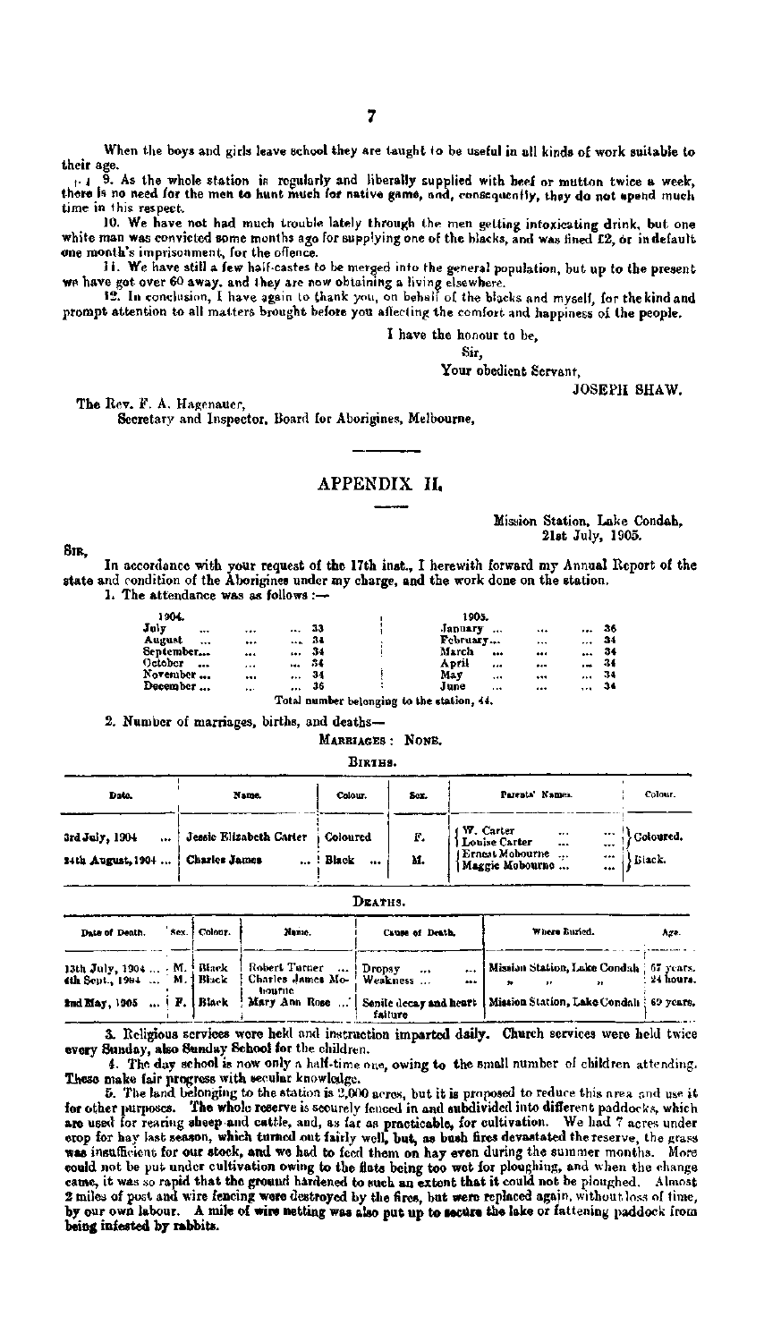When the boys and girls leave school they are taught to be useful in all kinds of work suitable to their age.

9. As the whole station is regularly and liberally supplied with beef or mutton twice a week, there is no need for the men to hunt much for native game, and, consequently, they do not spend much time in this respect.

10. We have not had much trouble lately through the men getting intoxicating drink, but one white man was convicted some months ago for supplying one of the blacks, and was fined £2, or in default one month's imprisonment, for the offence.

11. We have still a few half-castes to be merged into the general population, but up to the present we have got over 60 away, and they are now obtaining a living elsewhere.

12. In conclusion, I have again to thank you, on behalf of the blacks and myself, for the kind and prompt attention to all matters brought before you affecting the comfort and happiness of the people.

I have the honour to be,

Sir,

Your obedient Servant,

JOSEPH SHAW.

The Rev. F. A. Hagenauer,
Secretary and Inspector, Board for Aborigines, Melbourne.

## APPENDIX II.

Mission Station, Lake Condah,
21st July, 1905.

SIR,

In accordance with your request of the 17th inst., I herewith forward my Annual Report of the state and condition of the Aborigines under my charge, and the work done on the station.

1. The attendance was as follows :—

| 1904. | | 1905. | |
|---|---|---|---|
| July ... | 33 | January ... | 36 |
| August ... | 34 | February... | 34 |
| September... | 34 | March ... | 34 |
| October ... | 34 | April ... | 34 |
| November... | 34 | May ... | 34 |
| December... | 36 | June ... | 34 |

Total number belonging to the station, 44.

2. Number of marriages, births, and deaths—

MARRIAGES : NONE.

BIRTHS.

| Date. | Name. | Colour. | Sex. | Parents' Names. | Colour. |
|---|---|---|---|---|---|
| 3rd July, 1904 ... | Jessie Elizabeth Carter | Coloured | F. | W. Carter ... / Louise Carter ... | Coloured. |
| 24th August, 1904 ... | Charles James ... | Black ... | M. | Ernest Mobourne ... / Maggie Mobourne ... | Black. |

DEATHS.

| Date of Death. | Sex. | Colour. | Name. | Cause of Death. | Where Buried. | Age. |
|---|---|---|---|---|---|---|
| 13th July, 1904 ... | M. | Black | Robert Turner ... | Dropsy ... ... | Mission Station, Lake Condah | 67 years. |
| 4th Sept., 1904 ... | M. | Black | Charles James Mobourne | Weakness ... ... | " " " | 24 hours. |
| 2nd May, 1905 ... | F. | Black | Mary Ann Rose ... | Senile decay and heart failure | Mission Station, Lake Condah | 69 years. |

3. Religious services were held and instruction imparted daily. Church services were held twice every Sunday, also Sunday School for the children.

4. The day school is now only a half-time one, owing to the small number of children attending. These make fair progress with secular knowledge.

5. The land belonging to the station is 2,000 acres, but it is proposed to reduce this area and use it for other purposes. The whole reserve is securely fenced in and subdivided into different paddocks, which are used for rearing sheep and cattle, and, as far as practicable, for cultivation. We had 7 acres under crop for hay last season, which turned out fairly well, but, as bush fires devastated the reserve, the grass was insufficient for our stock, and we had to feed them on hay even during the summer months. More could not be put under cultivation owing to the flats being too wet for ploughing, and when the change came, it was so rapid that the ground hardened to such an extent that it could not be ploughed. Almost 2 miles of post and wire fencing were destroyed by the fires, but were replaced again, without loss of time, by our own labour. A mile of wire netting was also put up to secure the lake or fattening paddock from being infested by rabbits.